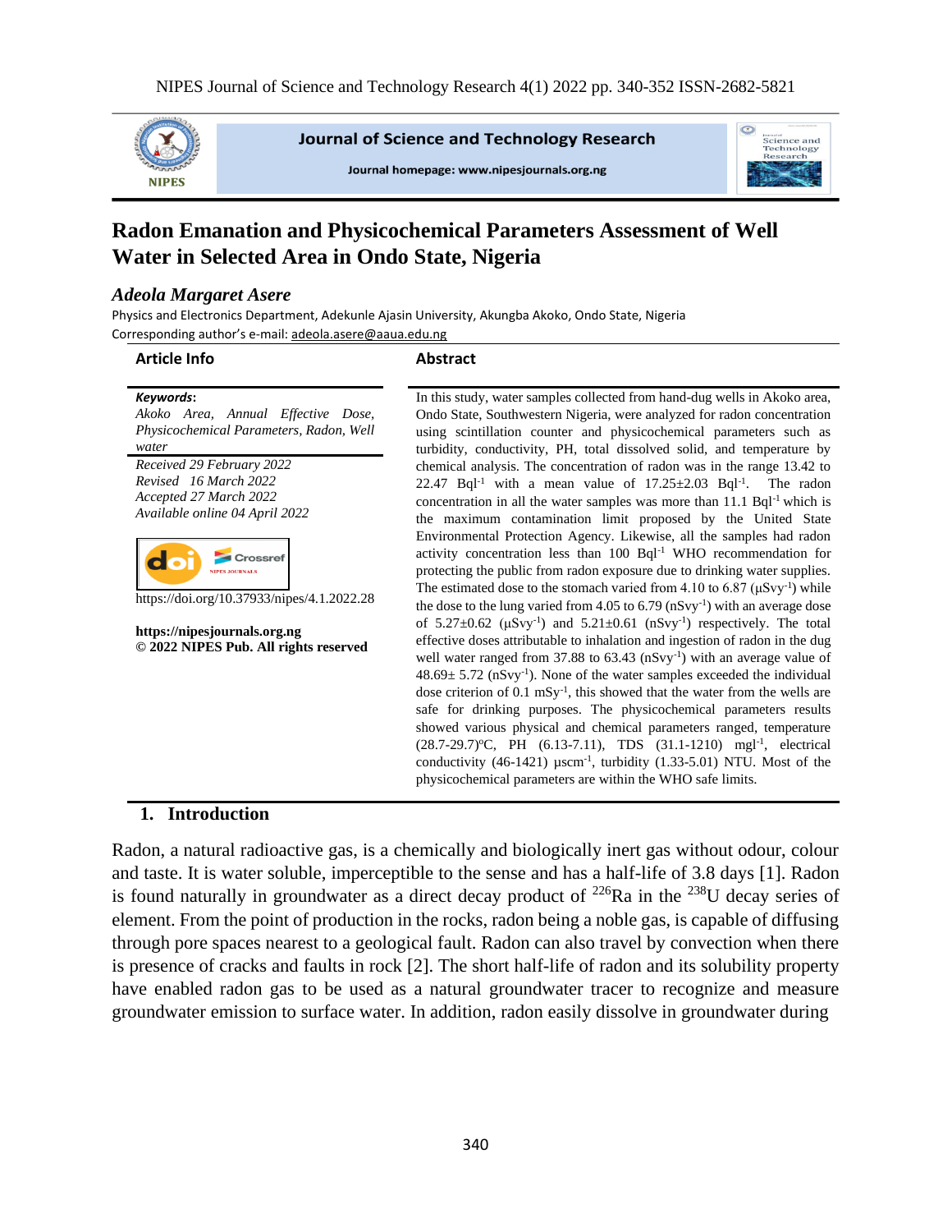# Radon Emanation and Physicochemical Parameters Assessment of Well Water in Selected Area in Ondo State, Nigeria

***Adeola Margaret Asere***

Physics and Electronics Department, Adekunle Ajasin University, Akungba Akoko, Ondo State, Nigeria

Corresponding author's e-mail: adeola.asere@aaua.edu.ng

## Article Info

***Keywords***: *Akoko Area, Annual Effective Dose, Physicochemical Parameters, Radon, Well water*

*Received 29 February 2022*
*Revised 16 March 2022*
*Accepted 27 March 2022*
*Available online 04 April 2022*

https://doi.org/10.37933/nipes/4.1.2022.28

**https://nipesjournals.org.ng**
**© 2022 NIPES Pub. All rights reserved**

## Abstract

In this study, water samples collected from hand-dug wells in Akoko area, Ondo State, Southwestern Nigeria, were analyzed for radon concentration using scintillation counter and physicochemical parameters such as turbidity, conductivity, PH, total dissolved solid, and temperature by chemical analysis. The concentration of radon was in the range 13.42 to 22.47 $Bql^{-1}$ with a mean value of 17.25±2.03 $Bql^{-1}$. The radon concentration in all the water samples was more than 11.1 $Bql^{-1}$ which is the maximum contamination limit proposed by the United State Environmental Protection Agency. Likewise, all the samples had radon activity concentration less than 100 $Bql^{-1}$ WHO recommendation for protecting the public from radon exposure due to drinking water supplies. The estimated dose to the stomach varied from 4.10 to 6.87 ($\mu Svy^{-1}$) while the dose to the lung varied from 4.05 to 6.79 ($nSvy^{-1}$) with an average dose of 5.27±0.62 ($\mu Svy^{-1}$) and 5.21±0.61 ($nSvy^{-1}$) respectively. The total effective doses attributable to inhalation and ingestion of radon in the dug well water ranged from 37.88 to 63.43 ($nSvy^{-1}$) with an average value of 48.69± 5.72 ($nSvy^{-1}$). None of the water samples exceeded the individual dose criterion of 0.1 $mSy^{-1}$, this showed that the water from the wells are safe for drinking purposes. The physicochemical parameters results showed various physical and chemical parameters ranged, temperature (28.7-29.7)°C, PH (6.13-7.11), TDS (31.1-1210) $mgl^{-1}$, electrical conductivity (46-1421) $\mu scm^{-1}$, turbidity (1.33-5.01) NTU. Most of the physicochemical parameters are within the WHO safe limits.

## 1. Introduction

Radon, a natural radioactive gas, is a chemically and biologically inert gas without odour, colour and taste. It is water soluble, imperceptible to the sense and has a half-life of 3.8 days [1]. Radon is found naturally in groundwater as a direct decay product of $^{226}Ra$ in the $^{238}U$ decay series of element. From the point of production in the rocks, radon being a noble gas, is capable of diffusing through pore spaces nearest to a geological fault. Radon can also travel by convection when there is presence of cracks and faults in rock [2]. The short half-life of radon and its solubility property have enabled radon gas to be used as a natural groundwater tracer to recognize and measure groundwater emission to surface water. In addition, radon easily dissolve in groundwater during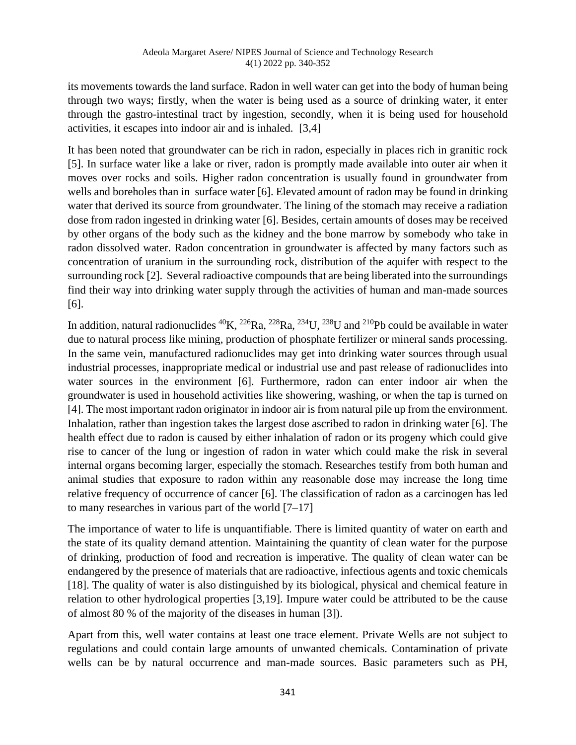its movements towards the land surface. Radon in well water can get into the body of human being through two ways; firstly, when the water is being used as a source of drinking water, it enter through the gastro-intestinal tract by ingestion, secondly, when it is being used for household activities, it escapes into indoor air and is inhaled. [3,4]

It has been noted that groundwater can be rich in radon, especially in places rich in granitic rock [5]. In surface water like a lake or river, radon is promptly made available into outer air when it moves over rocks and soils. Higher radon concentration is usually found in groundwater from wells and boreholes than in surface water [6]. Elevated amount of radon may be found in drinking water that derived its source from groundwater. The lining of the stomach may receive a radiation dose from radon ingested in drinking water [6]. Besides, certain amounts of doses may be received by other organs of the body such as the kidney and the bone marrow by somebody who take in radon dissolved water. Radon concentration in groundwater is affected by many factors such as concentration of uranium in the surrounding rock, distribution of the aquifer with respect to the surrounding rock [2]. Several radioactive compounds that are being liberated into the surroundings find their way into drinking water supply through the activities of human and man-made sources [6].

In addition, natural radionuclides $^{40}K$, $^{226}Ra$, $^{228}Ra$, $^{234}U$, $^{238}U$ and $^{210}Pb$ could be available in water due to natural process like mining, production of phosphate fertilizer or mineral sands processing. In the same vein, manufactured radionuclides may get into drinking water sources through usual industrial processes, inappropriate medical or industrial use and past release of radionuclides into water sources in the environment [6]. Furthermore, radon can enter indoor air when the groundwater is used in household activities like showering, washing, or when the tap is turned on [4]. The most important radon originator in indoor air is from natural pile up from the environment. Inhalation, rather than ingestion takes the largest dose ascribed to radon in drinking water [6]. The health effect due to radon is caused by either inhalation of radon or its progeny which could give rise to cancer of the lung or ingestion of radon in water which could make the risk in several internal organs becoming larger, especially the stomach. Researches testify from both human and animal studies that exposure to radon within any reasonable dose may increase the long time relative frequency of occurrence of cancer [6]. The classification of radon as a carcinogen has led to many researches in various part of the world [7–17]

The importance of water to life is unquantifiable. There is limited quantity of water on earth and the state of its quality demand attention. Maintaining the quantity of clean water for the purpose of drinking, production of food and recreation is imperative. The quality of clean water can be endangered by the presence of materials that are radioactive, infectious agents and toxic chemicals [18]. The quality of water is also distinguished by its biological, physical and chemical feature in relation to other hydrological properties [3,19]. Impure water could be attributed to be the cause of almost 80 % of the majority of the diseases in human [3]).

Apart from this, well water contains at least one trace element. Private Wells are not subject to regulations and could contain large amounts of unwanted chemicals. Contamination of private wells can be by natural occurrence and man-made sources. Basic parameters such as PH,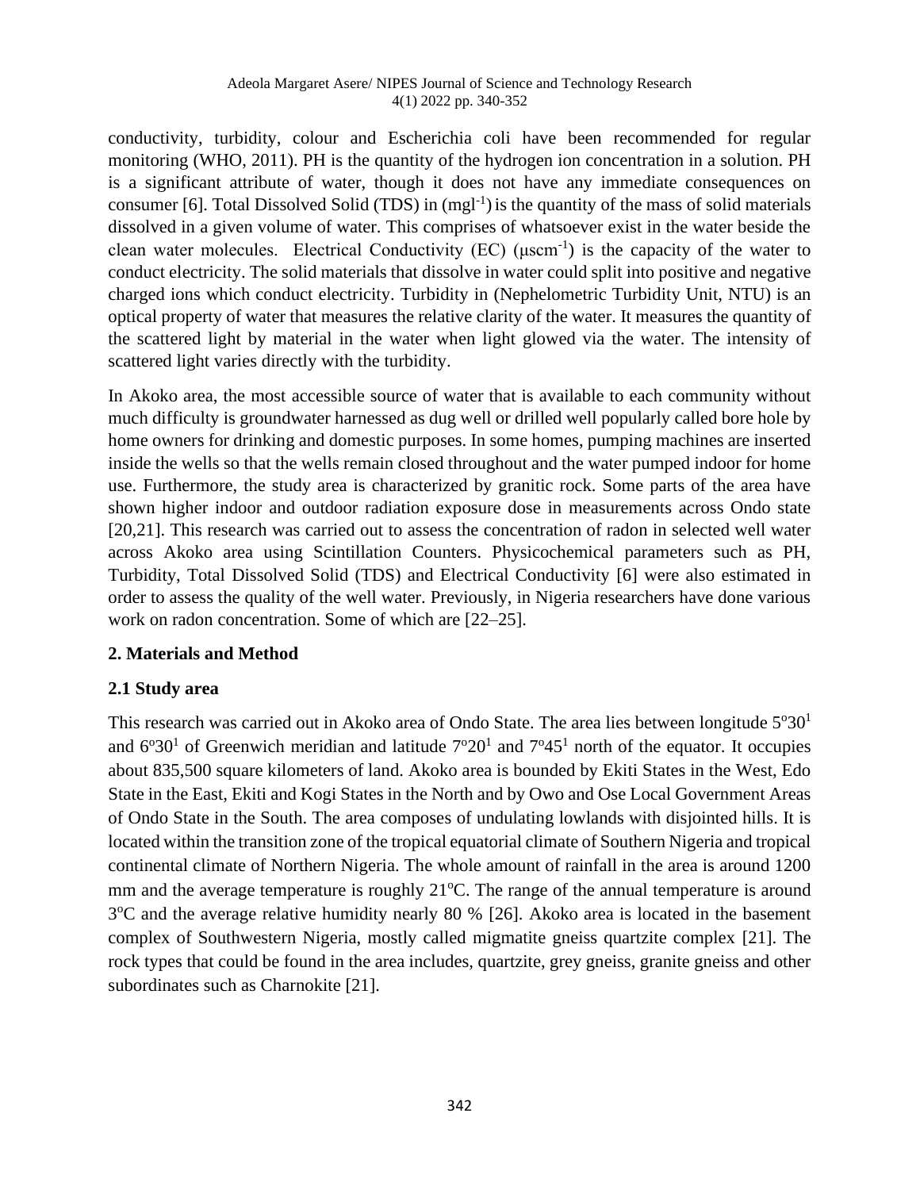conductivity, turbidity, colour and Escherichia coli have been recommended for regular monitoring (WHO, 2011). PH is the quantity of the hydrogen ion concentration in a solution. PH is a significant attribute of water, though it does not have any immediate consequences on consumer [6]. Total Dissolved Solid (TDS) in ($mgl^{-1}$) is the quantity of the mass of solid materials dissolved in a given volume of water. This comprises of whatsoever exist in the water beside the clean water molecules. Electrical Conductivity (EC) ($\mu scm^{-1}$) is the capacity of the water to conduct electricity. The solid materials that dissolve in water could split into positive and negative charged ions which conduct electricity. Turbidity in (Nephelometric Turbidity Unit, NTU) is an optical property of water that measures the relative clarity of the water. It measures the quantity of the scattered light by material in the water when light glowed via the water. The intensity of scattered light varies directly with the turbidity.

In Akoko area, the most accessible source of water that is available to each community without much difficulty is groundwater harnessed as dug well or drilled well popularly called bore hole by home owners for drinking and domestic purposes. In some homes, pumping machines are inserted inside the wells so that the wells remain closed throughout and the water pumped indoor for home use. Furthermore, the study area is characterized by granitic rock. Some parts of the area have shown higher indoor and outdoor radiation exposure dose in measurements across Ondo state [20,21]. This research was carried out to assess the concentration of radon in selected well water across Akoko area using Scintillation Counters. Physicochemical parameters such as PH, Turbidity, Total Dissolved Solid (TDS) and Electrical Conductivity [6] were also estimated in order to assess the quality of the well water. Previously, in Nigeria researchers have done various work on radon concentration. Some of which are [22–25].

## 2. Materials and Method

### 2.1 Study area

This research was carried out in Akoko area of Ondo State. The area lies between longitude $5^{o}30^{1}$ and $6^{o}30^{1}$ of Greenwich meridian and latitude $7^{o}20^{1}$ and $7^{o}45^{1}$ north of the equator. It occupies about 835,500 square kilometers of land. Akoko area is bounded by Ekiti States in the West, Edo State in the East, Ekiti and Kogi States in the North and by Owo and Ose Local Government Areas of Ondo State in the South. The area composes of undulating lowlands with disjointed hills. It is located within the transition zone of the tropical equatorial climate of Southern Nigeria and tropical continental climate of Northern Nigeria. The whole amount of rainfall in the area is around 1200 mm and the average temperature is roughly $21^{o}C$. The range of the annual temperature is around $3^{o}C$ and the average relative humidity nearly 80 % [26]. Akoko area is located in the basement complex of Southwestern Nigeria, mostly called migmatite gneiss quartzite complex [21]. The rock types that could be found in the area includes, quartzite, grey gneiss, granite gneiss and other subordinates such as Charnokite [21].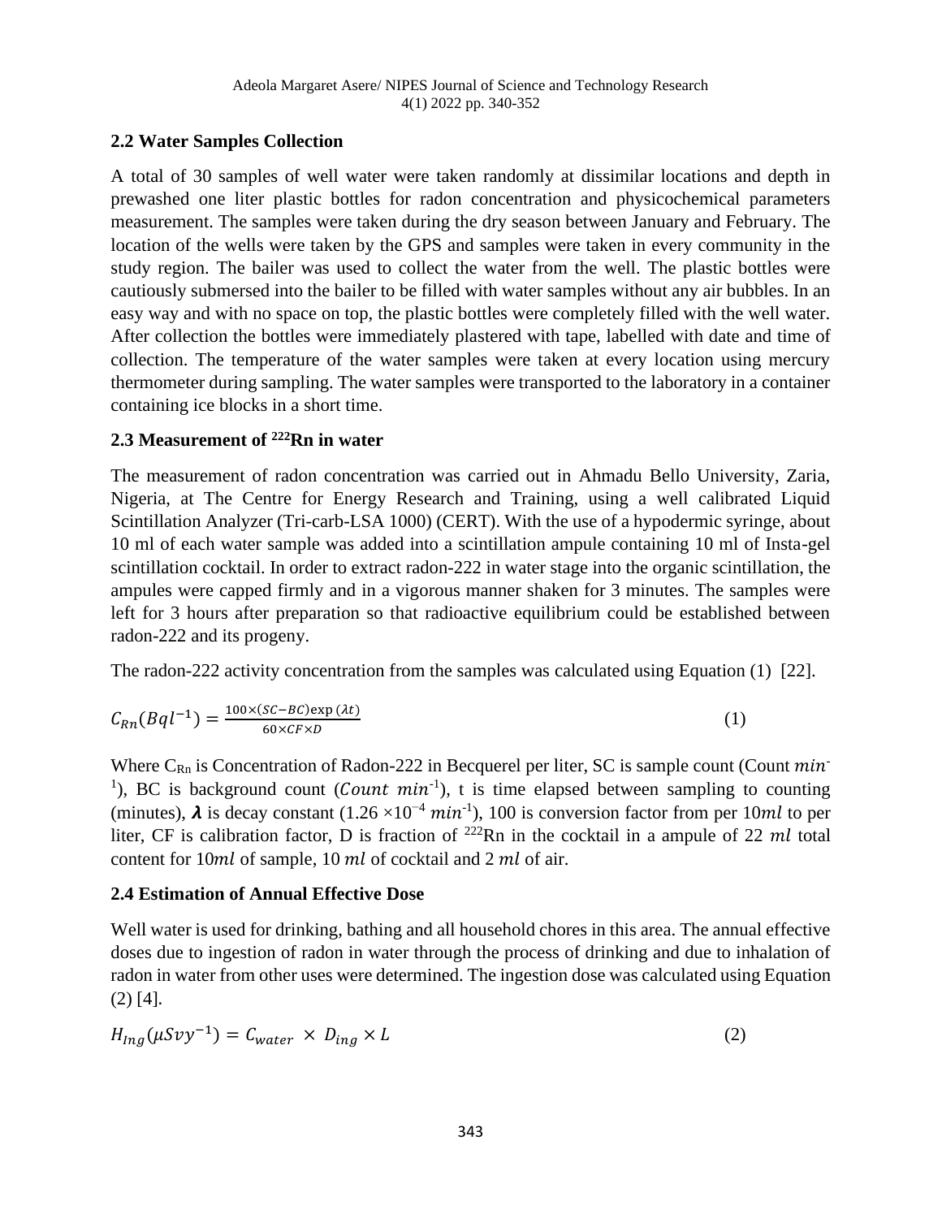## 2.2 Water Samples Collection

A total of 30 samples of well water were taken randomly at dissimilar locations and depth in prewashed one liter plastic bottles for radon concentration and physicochemical parameters measurement. The samples were taken during the dry season between January and February. The location of the wells were taken by the GPS and samples were taken in every community in the study region. The bailer was used to collect the water from the well. The plastic bottles were cautiously submersed into the bailer to be filled with water samples without any air bubbles. In an easy way and with no space on top, the plastic bottles were completely filled with the well water. After collection the bottles were immediately plastered with tape, labelled with date and time of collection. The temperature of the water samples were taken at every location using mercury thermometer during sampling. The water samples were transported to the laboratory in a container containing ice blocks in a short time.

## 2.3 Measurement of $^{222}$Rn in water

The measurement of radon concentration was carried out in Ahmadu Bello University, Zaria, Nigeria, at The Centre for Energy Research and Training, using a well calibrated Liquid Scintillation Analyzer (Tri-carb-LSA 1000) (CERT). With the use of a hypodermic syringe, about 10 ml of each water sample was added into a scintillation ampule containing 10 ml of Insta-gel scintillation cocktail. In order to extract radon-222 in water stage into the organic scintillation, the ampules were capped firmly and in a vigorous manner shaken for 3 minutes. The samples were left for 3 hours after preparation so that radioactive equilibrium could be established between radon-222 and its progeny.

The radon-222 activity concentration from the samples was calculated using Equation (1) [22].

$$C_{Rn}(Bql^{-1}) = \frac{100 \times (SC - BC)\exp(\lambda t)}{60 \times CF \times D} \quad (1)$$

Where $C_{Rn}$ is Concentration of Radon-222 in Becquerel per liter, SC is sample count (Count $min^{-1}$), BC is background count ($Count\ min^{-1}$), t is time elapsed between sampling to counting (minutes), $\boldsymbol{\lambda}$ is decay constant ($1.26 \times 10^{-4}\ min^{-1}$), 100 is conversion factor from per 10$ml$ to per liter, CF is calibration factor, D is fraction of $^{222}$Rn in the cocktail in a ampule of 22 $ml$ total content for 10$ml$ of sample, 10 $ml$ of cocktail and 2 $ml$ of air.

## 2.4 Estimation of Annual Effective Dose

Well water is used for drinking, bathing and all household chores in this area. The annual effective doses due to ingestion of radon in water through the process of drinking and due to inhalation of radon in water from other uses were determined. The ingestion dose was calculated using Equation (2) [4].

$$H_{Ing}(\mu Svy^{-1}) = C_{water} \times D_{ing} \times L \quad (2)$$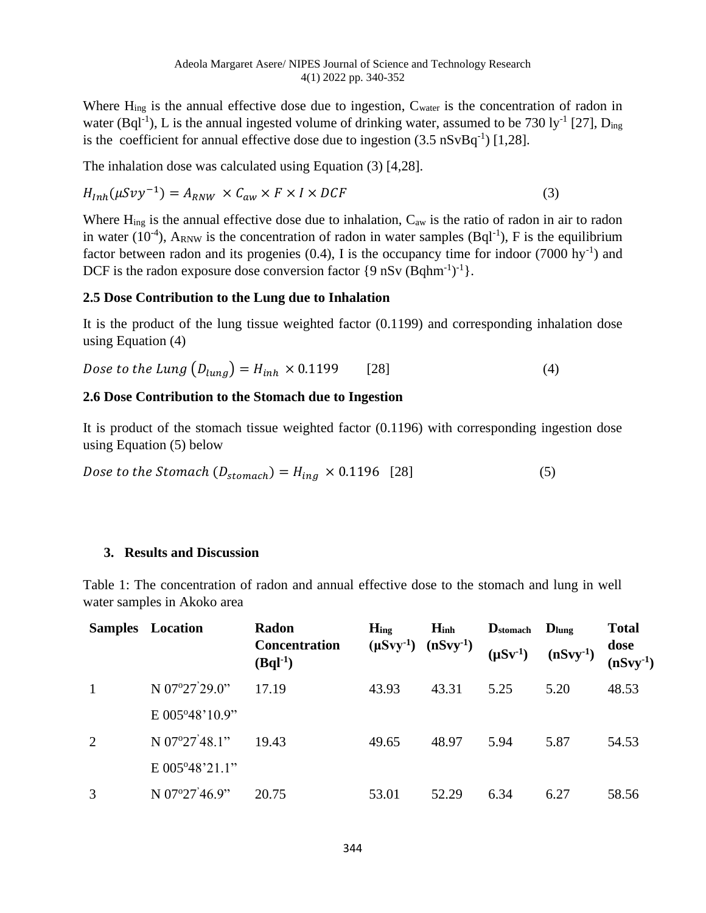Where $H_{ing}$ is the annual effective dose due to ingestion, $C_{water}$ is the concentration of radon in water ($Bql^{-1}$), L is the annual ingested volume of drinking water, assumed to be 730 $ly^{-1}$ [27], $D_{ing}$ is the coefficient for annual effective dose due to ingestion (3.5 $nSvBq^{-1}$) [1,28].

The inhalation dose was calculated using Equation (3) [4,28].

$$H_{Inh}(\mu Svy^{-1}) = A_{RNW} \times C_{aw} \times F \times I \times DCF \tag{3}$$

Where $H_{ing}$ is the annual effective dose due to inhalation, $C_{aw}$ is the ratio of radon in air to radon in water ($10^{-4}$), $A_{RNW}$ is the concentration of radon in water samples ($Bql^{-1}$), F is the equilibrium factor between radon and its progenies (0.4), I is the occupancy time for indoor (7000 $hy^{-1}$) and DCF is the radon exposure dose conversion factor {9 nSv $(Bqhm^{-1})^{-1}$}.

## 2.5 Dose Contribution to the Lung due to Inhalation

It is the product of the lung tissue weighted factor (0.1199) and corresponding inhalation dose using Equation (4)

$$Dose\ to\ the\ Lung\ (D_{lung}) = H_{inh} \times 0.1199 \quad [28] \tag{4}$$

## 2.6 Dose Contribution to the Stomach due to Ingestion

It is product of the stomach tissue weighted factor (0.1196) with corresponding ingestion dose using Equation (5) below

$$Dose\ to\ the\ Stomach\ (D_{stomach}) = H_{ing} \times 0.1196 \quad [28] \tag{5}$$

## 3. Results and Discussion

Table 1: The concentration of radon and annual effective dose to the stomach and lung in well water samples in Akoko area

| Samples | Location | Radon Concentration ($Bql^{-1}$) | $H_{ing}$ ($\mu Svy^{-1}$) | $H_{inh}$ ($nSvy^{-1}$) | $D_{stomach}$ ($\mu Sv^{-1}$) | $D_{lung}$ ($nSvy^{-1}$) | Total dose ($nSvy^{-1}$) |
|---|---|---|---|---|---|---|---|
| 1 | N 07°27'29.0" E 005°48'10.9" | 17.19 | 43.93 | 43.31 | 5.25 | 5.20 | 48.53 |
| 2 | N 07°27'48.1" E 005°48'21.1" | 19.43 | 49.65 | 48.97 | 5.94 | 5.87 | 54.53 |
| 3 | N 07°27'46.9" | 20.75 | 53.01 | 52.29 | 6.34 | 6.27 | 58.56 |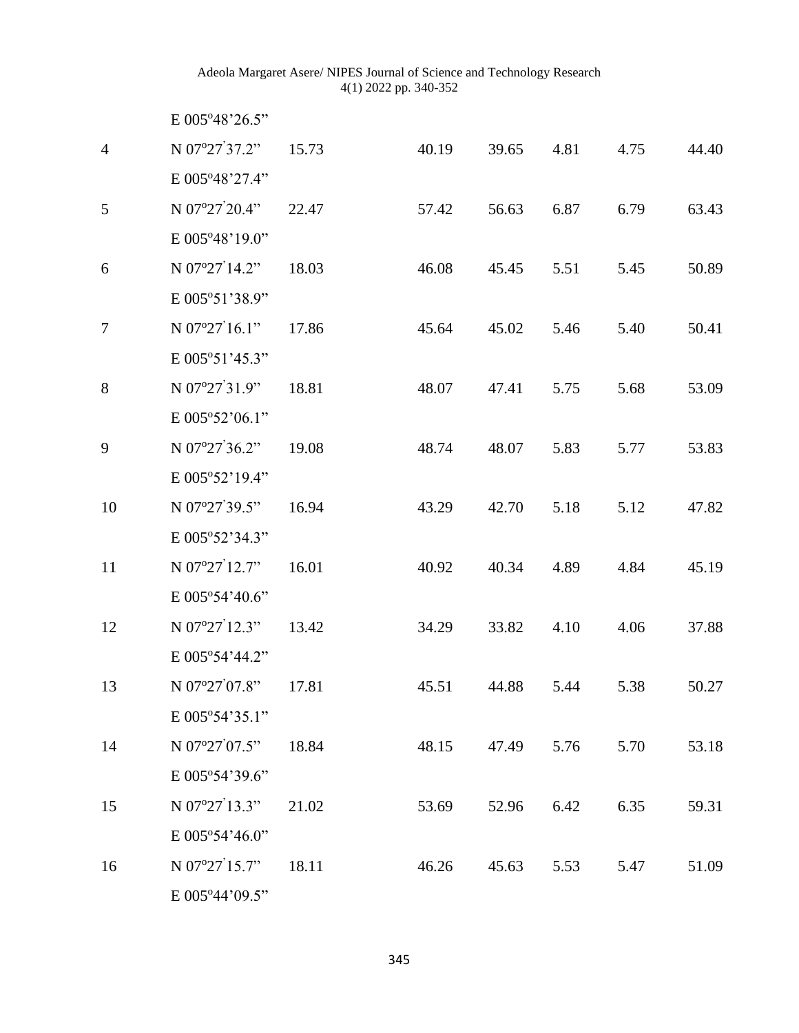| | | | | | | | |
|---|---|---|---|---|---|---|---|
| | E 005°48’26.5” | | | | | | |
| 4 | N 07°27’37.2” E 005°48’27.4” | 15.73 | 40.19 | 39.65 | 4.81 | 4.75 | 44.40 |
| 5 | N 07°27’20.4” E 005°48’19.0” | 22.47 | 57.42 | 56.63 | 6.87 | 6.79 | 63.43 |
| 6 | N 07°27’14.2” E 005°51’38.9” | 18.03 | 46.08 | 45.45 | 5.51 | 5.45 | 50.89 |
| 7 | N 07°27’16.1” E 005°51’45.3” | 17.86 | 45.64 | 45.02 | 5.46 | 5.40 | 50.41 |
| 8 | N 07°27’31.9” E 005°52’06.1” | 18.81 | 48.07 | 47.41 | 5.75 | 5.68 | 53.09 |
| 9 | N 07°27’36.2” E 005°52’19.4” | 19.08 | 48.74 | 48.07 | 5.83 | 5.77 | 53.83 |
| 10 | N 07°27’39.5” E 005°52’34.3” | 16.94 | 43.29 | 42.70 | 5.18 | 5.12 | 47.82 |
| 11 | N 07°27’12.7” E 005°54’40.6” | 16.01 | 40.92 | 40.34 | 4.89 | 4.84 | 45.19 |
| 12 | N 07°27’12.3” E 005°54’44.2” | 13.42 | 34.29 | 33.82 | 4.10 | 4.06 | 37.88 |
| 13 | N 07°27’07.8” E 005°54’35.1” | 17.81 | 45.51 | 44.88 | 5.44 | 5.38 | 50.27 |
| 14 | N 07°27’07.5” E 005°54’39.6” | 18.84 | 48.15 | 47.49 | 5.76 | 5.70 | 53.18 |
| 15 | N 07°27’13.3” E 005°54’46.0” | 21.02 | 53.69 | 52.96 | 6.42 | 6.35 | 59.31 |
| 16 | N 07°27’15.7” E 005°44’09.5” | 18.11 | 46.26 | 45.63 | 5.53 | 5.47 | 51.09 |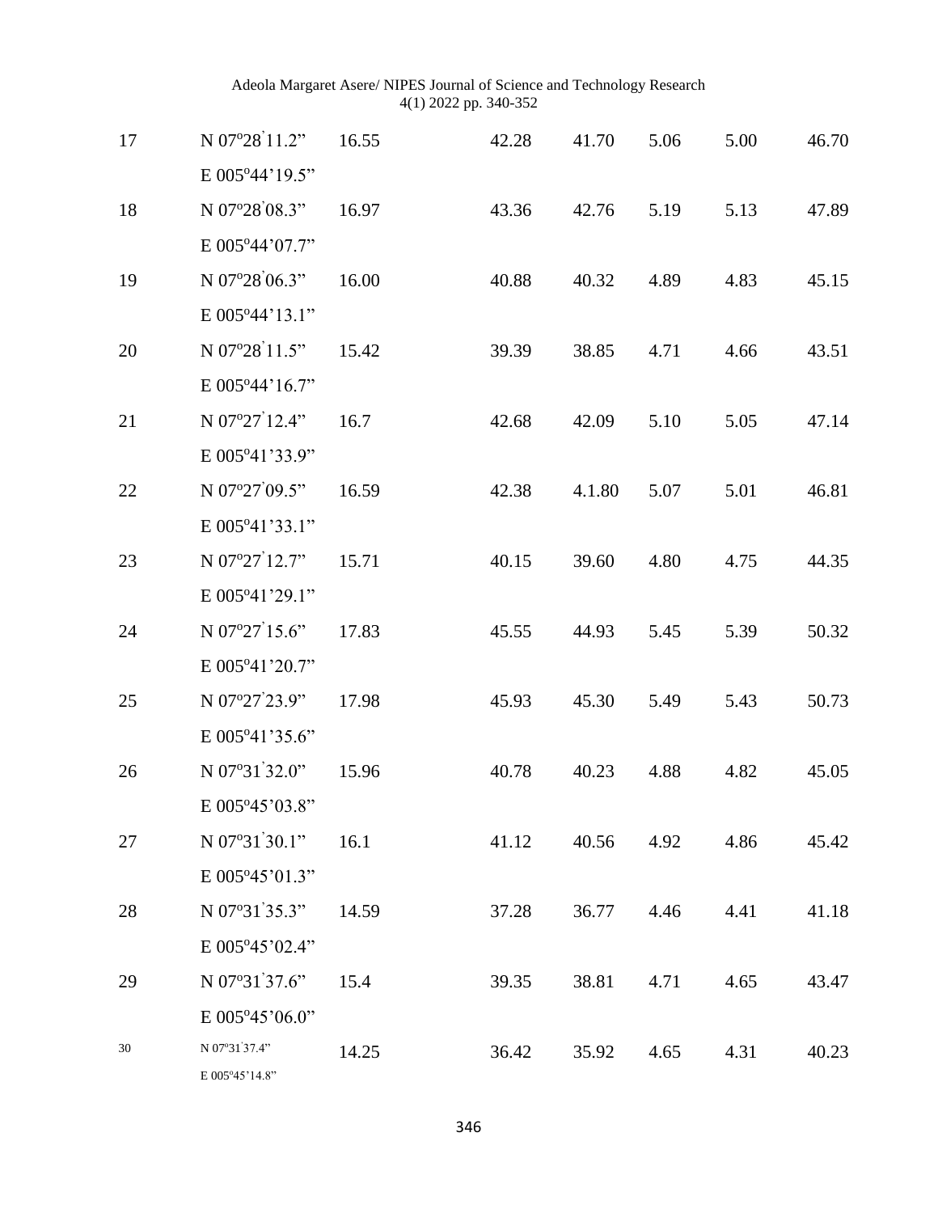| 17 | N 07°28̀11.2” E 005°44’19.5” | 16.55 | 42.28 | 41.70 | 5.06 | 5.00 | 46.70 |
|---|---|---|---|---|---|---|---|
| 18 | N 07°28̀08.3” E 005°44’07.7” | 16.97 | 43.36 | 42.76 | 5.19 | 5.13 | 47.89 |
| 19 | N 07°28̀06.3” E 005°44’13.1” | 16.00 | 40.88 | 40.32 | 4.89 | 4.83 | 45.15 |
| 20 | N 07°28̀11.5” E 005°44’16.7” | 15.42 | 39.39 | 38.85 | 4.71 | 4.66 | 43.51 |
| 21 | N 07°27̀12.4” E 005°41’33.9” | 16.7 | 42.68 | 42.09 | 5.10 | 5.05 | 47.14 |
| 22 | N 07°27̀09.5” E 005°41’33.1” | 16.59 | 42.38 | 4.1.80 | 5.07 | 5.01 | 46.81 |
| 23 | N 07°27̀12.7” E 005°41’29.1” | 15.71 | 40.15 | 39.60 | 4.80 | 4.75 | 44.35 |
| 24 | N 07°27̀15.6” E 005°41’20.7” | 17.83 | 45.55 | 44.93 | 5.45 | 5.39 | 50.32 |
| 25 | N 07°27̀23.9” E 005°41’35.6” | 17.98 | 45.93 | 45.30 | 5.49 | 5.43 | 50.73 |
| 26 | N 07°31̀32.0” E 005°45’03.8” | 15.96 | 40.78 | 40.23 | 4.88 | 4.82 | 45.05 |
| 27 | N 07°31̀30.1” E 005°45’01.3” | 16.1 | 41.12 | 40.56 | 4.92 | 4.86 | 45.42 |
| 28 | N 07°31̀35.3” E 005°45’02.4” | 14.59 | 37.28 | 36.77 | 4.46 | 4.41 | 41.18 |
| 29 | N 07°31̀37.6” E 005°45’06.0” | 15.4 | 39.35 | 38.81 | 4.71 | 4.65 | 43.47 |
| 30 | N 07°31̀37.4” E 005°45’14.8” | 14.25 | 36.42 | 35.92 | 4.65 | 4.31 | 40.23 |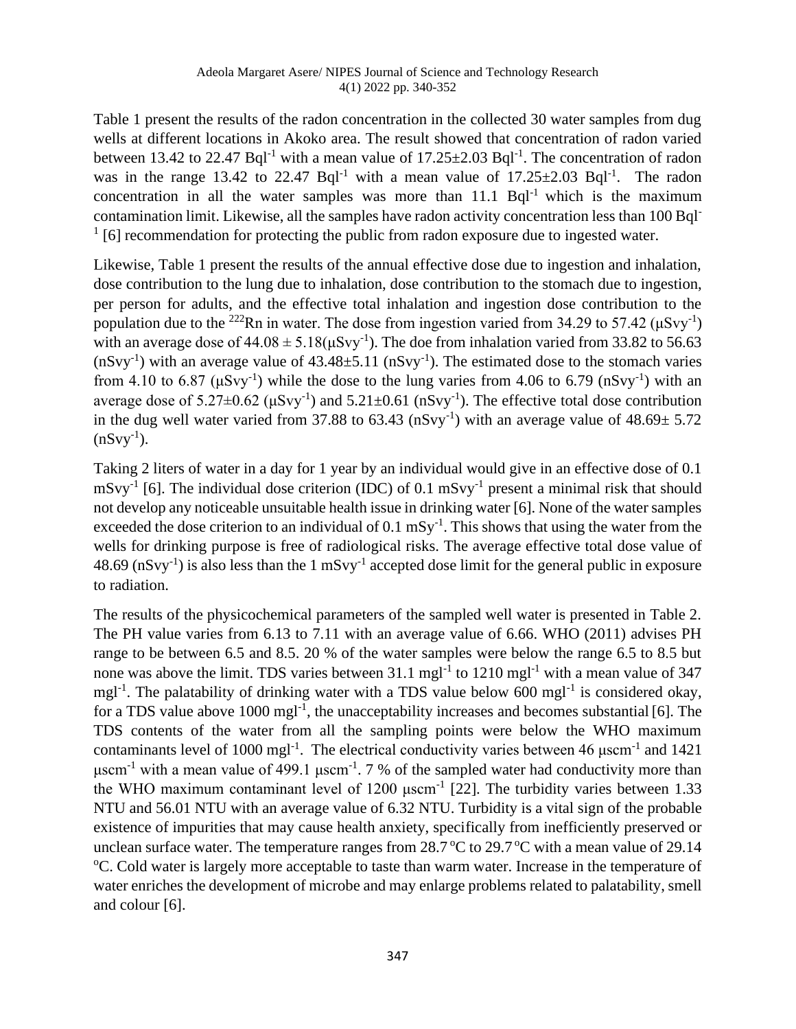Table 1 present the results of the radon concentration in the collected 30 water samples from dug wells at different locations in Akoko area. The result showed that concentration of radon varied between 13.42 to 22.47 $Bql^{-1}$ with a mean value of 17.25±2.03 $Bql^{-1}$. The concentration of radon was in the range 13.42 to 22.47 $Bql^{-1}$ with a mean value of 17.25±2.03 $Bql^{-1}$. The radon concentration in all the water samples was more than 11.1 $Bql^{-1}$ which is the maximum contamination limit. Likewise, all the samples have radon activity concentration less than 100 $Bql^{-1}$ [6] recommendation for protecting the public from radon exposure due to ingested water.

Likewise, Table 1 present the results of the annual effective dose due to ingestion and inhalation, dose contribution to the lung due to inhalation, dose contribution to the stomach due to ingestion, per person for adults, and the effective total inhalation and ingestion dose contribution to the population due to the $^{222}Rn$ in water. The dose from ingestion varied from 34.29 to 57.42 ($\mu Svy^{-1}$) with an average dose of 44.08 ± 5.18($\mu Svy^{-1}$). The doe from inhalation varied from 33.82 to 56.63 ($nSvy^{-1}$) with an average value of 43.48±5.11 ($nSvy^{-1}$). The estimated dose to the stomach varies from 4.10 to 6.87 ($\mu Svy^{-1}$) while the dose to the lung varies from 4.06 to 6.79 ($nSvy^{-1}$) with an average dose of 5.27±0.62 ($\mu Svy^{-1}$) and 5.21±0.61 ($nSvy^{-1}$). The effective total dose contribution in the dug well water varied from 37.88 to 63.43 ($nSvy^{-1}$) with an average value of 48.69± 5.72 ($nSvy^{-1}$).

Taking 2 liters of water in a day for 1 year by an individual would give in an effective dose of 0.1 $mSvy^{-1}$ [6]. The individual dose criterion (IDC) of 0.1 $mSvy^{-1}$ present a minimal risk that should not develop any noticeable unsuitable health issue in drinking water [6]. None of the water samples exceeded the dose criterion to an individual of 0.1 $mSy^{-1}$. This shows that using the water from the wells for drinking purpose is free of radiological risks. The average effective total dose value of 48.69 ($nSvy^{-1}$) is also less than the 1 $mSvy^{-1}$ accepted dose limit for the general public in exposure to radiation.

The results of the physicochemical parameters of the sampled well water is presented in Table 2. The PH value varies from 6.13 to 7.11 with an average value of 6.66. WHO (2011) advises PH range to be between 6.5 and 8.5. 20 % of the water samples were below the range 6.5 to 8.5 but none was above the limit. TDS varies between 31.1 $mgl^{-1}$ to 1210 $mgl^{-1}$ with a mean value of 347 $mgl^{-1}$. The palatability of drinking water with a TDS value below 600 $mgl^{-1}$ is considered okay, for a TDS value above 1000 $mgl^{-1}$, the unacceptability increases and becomes substantial [6]. The TDS contents of the water from all the sampling points were below the WHO maximum contaminants level of 1000 $mgl^{-1}$. The electrical conductivity varies between 46 $\mu scm^{-1}$ and 1421 $\mu scm^{-1}$ with a mean value of 499.1 $\mu scm^{-1}$. 7 % of the sampled water had conductivity more than the WHO maximum contaminant level of 1200 $\mu scm^{-1}$ [22]. The turbidity varies between 1.33 NTU and 56.01 NTU with an average value of 6.32 NTU. Turbidity is a vital sign of the probable existence of impurities that may cause health anxiety, specifically from inefficiently preserved or unclean surface water. The temperature ranges from 28.7 $^{o}C$ to 29.7 $^{o}C$ with a mean value of 29.14 $^{o}C$. Cold water is largely more acceptable to taste than warm water. Increase in the temperature of water enriches the development of microbe and may enlarge problems related to palatability, smell and colour [6].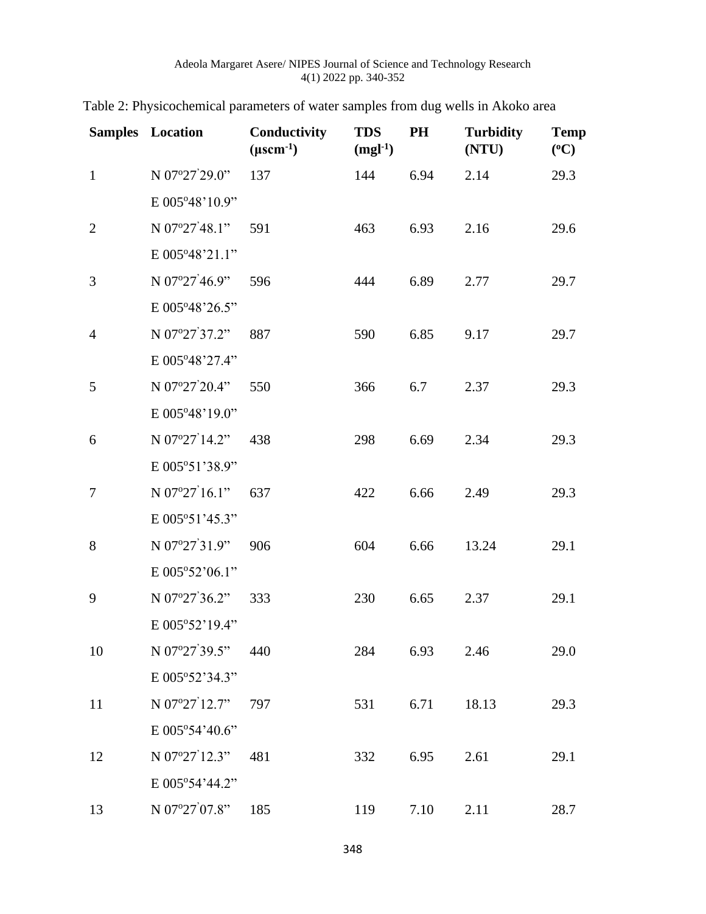Table 2: Physicochemical parameters of water samples from dug wells in Akoko area

| Samples | Location | Conductivity ($\mu scm^{-1}$) | TDS ($mgl^{-1}$) | PH | Turbidity (NTU) | Temp ($^oC$) |
|---|---|---|---|---|---|---|
| 1 | N 07°27ˋ29.0” E 005°48’10.9” | 137 | 144 | 6.94 | 2.14 | 29.3 |
| 2 | N 07°27ˋ48.1” E 005°48’21.1” | 591 | 463 | 6.93 | 2.16 | 29.6 |
| 3 | N 07°27ˋ46.9” E 005°48’26.5” | 596 | 444 | 6.89 | 2.77 | 29.7 |
| 4 | N 07°27ˋ37.2” E 005°48’27.4” | 887 | 590 | 6.85 | 9.17 | 29.7 |
| 5 | N 07°27ˋ20.4” E 005°48’19.0” | 550 | 366 | 6.7 | 2.37 | 29.3 |
| 6 | N 07°27ˋ14.2” E 005°51’38.9” | 438 | 298 | 6.69 | 2.34 | 29.3 |
| 7 | N 07°27ˋ16.1” E 005°51’45.3” | 637 | 422 | 6.66 | 2.49 | 29.3 |
| 8 | N 07°27ˋ31.9” E 005°52’06.1” | 906 | 604 | 6.66 | 13.24 | 29.1 |
| 9 | N 07°27ˋ36.2” E 005°52’19.4” | 333 | 230 | 6.65 | 2.37 | 29.1 |
| 10 | N 07°27ˋ39.5” E 005°52’34.3” | 440 | 284 | 6.93 | 2.46 | 29.0 |
| 11 | N 07°27ˋ12.7” E 005°54’40.6” | 797 | 531 | 6.71 | 18.13 | 29.3 |
| 12 | N 07°27ˋ12.3” E 005°54’44.2” | 481 | 332 | 6.95 | 2.61 | 29.1 |
| 13 | N 07°27ˋ07.8” | 185 | 119 | 7.10 | 2.11 | 28.7 |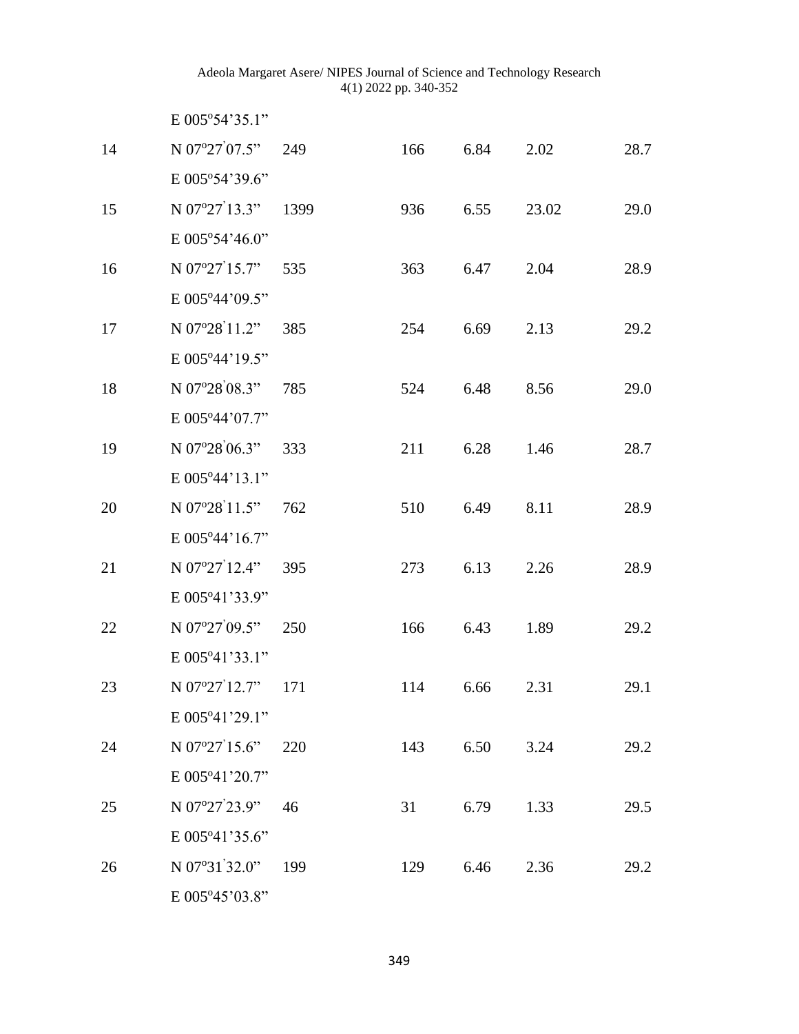| | | | | | | |
|---|---|---|---|---|---|---|
| | E 005°54'35.1" | | | | | |
| 14 | N 07°27'07.5" E 005°54'39.6" | 249 | 166 | 6.84 | 2.02 | 28.7 |
| 15 | N 07°27'13.3" E 005°54'46.0" | 1399 | 936 | 6.55 | 23.02 | 29.0 |
| 16 | N 07°27'15.7" E 005°44'09.5" | 535 | 363 | 6.47 | 2.04 | 28.9 |
| 17 | N 07°28'11.2" E 005°44'19.5" | 385 | 254 | 6.69 | 2.13 | 29.2 |
| 18 | N 07°28'08.3" E 005°44'07.7" | 785 | 524 | 6.48 | 8.56 | 29.0 |
| 19 | N 07°28'06.3" E 005°44'13.1" | 333 | 211 | 6.28 | 1.46 | 28.7 |
| 20 | N 07°28'11.5" E 005°44'16.7" | 762 | 510 | 6.49 | 8.11 | 28.9 |
| 21 | N 07°27'12.4" E 005°41'33.9" | 395 | 273 | 6.13 | 2.26 | 28.9 |
| 22 | N 07°27'09.5" E 005°41'33.1" | 250 | 166 | 6.43 | 1.89 | 29.2 |
| 23 | N 07°27'12.7" E 005°41'29.1" | 171 | 114 | 6.66 | 2.31 | 29.1 |
| 24 | N 07°27'15.6" E 005°41'20.7" | 220 | 143 | 6.50 | 3.24 | 29.2 |
| 25 | N 07°27'23.9" E 005°41'35.6" | 46 | 31 | 6.79 | 1.33 | 29.5 |
| 26 | N 07°31'32.0" E 005°45'03.8" | 199 | 129 | 6.46 | 2.36 | 29.2 |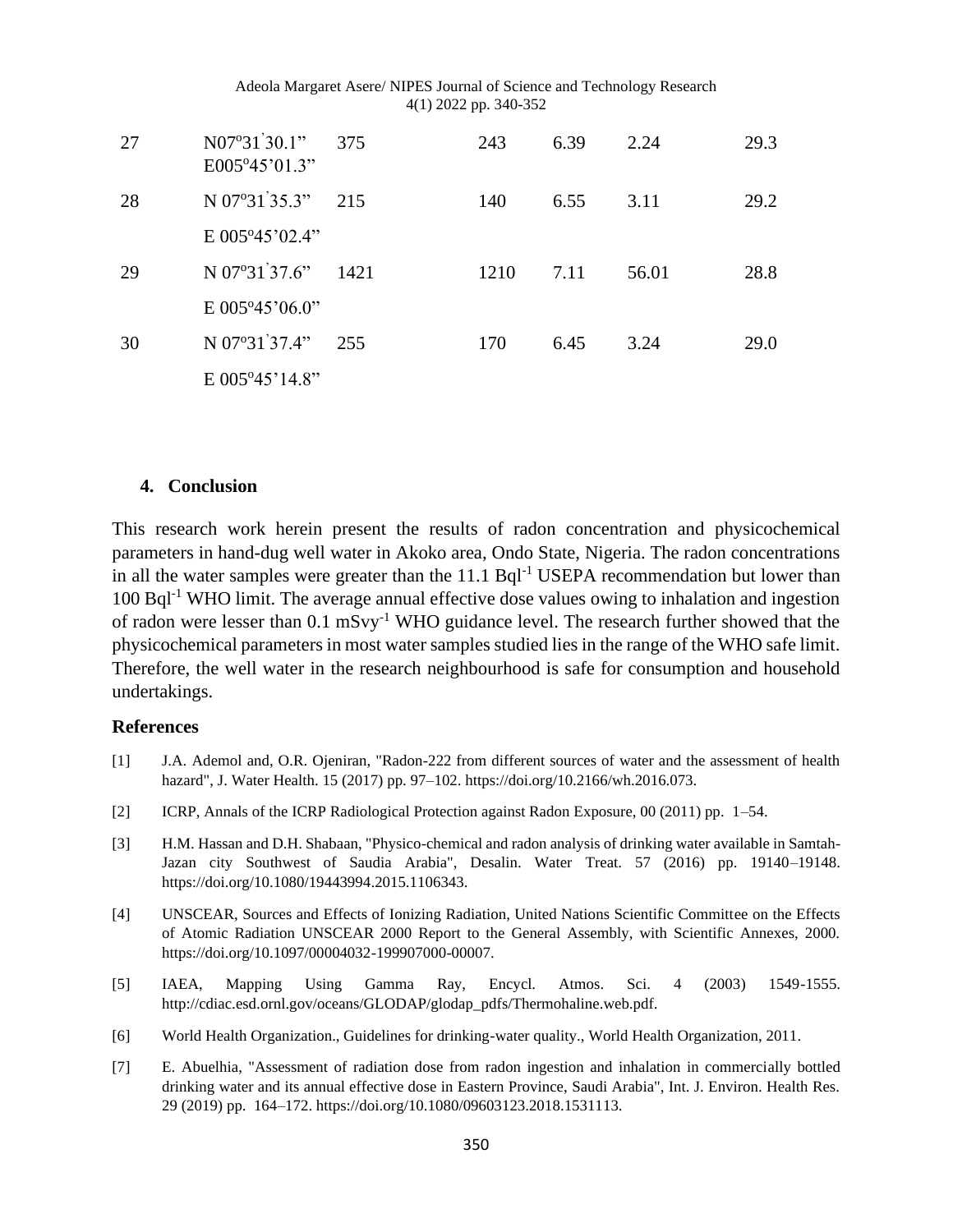| | | | | | | |
|---|---|---|---|---|---|---|
| 27 | N07º31ˋ30.1” E005º45’01.3” | 375 | 243 | 6.39 | 2.24 | 29.3 |
| 28 | N 07º31ˋ35.3” E 005º45’02.4” | 215 | 140 | 6.55 | 3.11 | 29.2 |
| 29 | N 07º31ˋ37.6” E 005º45’06.0” | 1421 | 1210 | 7.11 | 56.01 | 28.8 |
| 30 | N 07º31ˋ37.4” E 005º45’14.8” | 255 | 170 | 6.45 | 3.24 | 29.0 |

## 4. Conclusion

This research work herein present the results of radon concentration and physicochemical parameters in hand-dug well water in Akoko area, Ondo State, Nigeria. The radon concentrations in all the water samples were greater than the 11.1 $Bql^{-1}$ USEPA recommendation but lower than 100 $Bql^{-1}$ WHO limit. The average annual effective dose values owing to inhalation and ingestion of radon were lesser than 0.1 $mSvy^{-1}$ WHO guidance level. The research further showed that the physicochemical parameters in most water samples studied lies in the range of the WHO safe limit. Therefore, the well water in the research neighbourhood is safe for consumption and household undertakings.

## References

[1] J.A. Ademol and, O.R. Ojeniran, "Radon-222 from different sources of water and the assessment of health hazard", J. Water Health. 15 (2017) pp. 97–102. https://doi.org/10.2166/wh.2016.073.

[2] ICRP, Annals of the ICRP Radiological Protection against Radon Exposure, 00 (2011) pp. 1–54.

[3] H.M. Hassan and D.H. Shabaan, "Physico-chemical and radon analysis of drinking water available in Samtah-Jazan city Southwest of Saudia Arabia", Desalin. Water Treat. 57 (2016) pp. 19140–19148. https://doi.org/10.1080/19443994.2015.1106343.

[4] UNSCEAR, Sources and Effects of Ionizing Radiation, United Nations Scientific Committee on the Effects of Atomic Radiation UNSCEAR 2000 Report to the General Assembly, with Scientific Annexes, 2000. https://doi.org/10.1097/00004032-199907000-00007.

[5] IAEA, Mapping Using Gamma Ray, Encycl. Atmos. Sci. 4 (2003) 1549-1555. http://cdiac.esd.ornl.gov/oceans/GLODAP/glodap_pdfs/Thermohaline.web.pdf.

[6] World Health Organization., Guidelines for drinking-water quality., World Health Organization, 2011.

[7] E. Abuelhia, "Assessment of radiation dose from radon ingestion and inhalation in commercially bottled drinking water and its annual effective dose in Eastern Province, Saudi Arabia", Int. J. Environ. Health Res. 29 (2019) pp. 164–172. https://doi.org/10.1080/09603123.2018.1531113.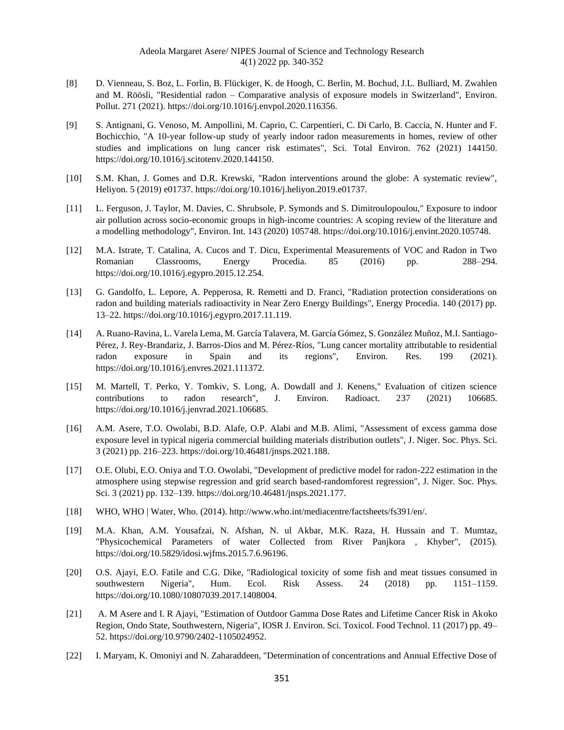[8] D. Vienneau, S. Boz, L. Forlin, B. Flückiger, K. de Hoogh, C. Berlin, M. Bochud, J.L. Bulliard, M. Zwahlen and M. Röösli, "Residential radon – Comparative analysis of exposure models in Switzerland", Environ. Pollut. 271 (2021). https://doi.org/10.1016/j.envpol.2020.116356.

[9] S. Antignani, G. Venoso, M. Ampollini, M. Caprio, C. Carpentieri, C. Di Carlo, B. Caccia, N. Hunter and F. Bochicchio, "A 10-year follow-up study of yearly indoor radon measurements in homes, review of other studies and implications on lung cancer risk estimates", Sci. Total Environ. 762 (2021) 144150. https://doi.org/10.1016/j.scitotenv.2020.144150.

[10] S.M. Khan, J. Gomes and D.R. Krewski, "Radon interventions around the globe: A systematic review", Heliyon. 5 (2019) e01737. https://doi.org/10.1016/j.heliyon.2019.e01737.

[11] L. Ferguson, J. Taylor, M. Davies, C. Shrubsole, P. Symonds and S. Dimitroulopoulou," Exposure to indoor air pollution across socio-economic groups in high-income countries: A scoping review of the literature and a modelling methodology", Environ. Int. 143 (2020) 105748. https://doi.org/10.1016/j.envint.2020.105748.

[12] M.A. Istrate, T. Catalina, A. Cucos and T. Dicu, Experimental Measurements of VOC and Radon in Two Romanian Classrooms, Energy Procedia. 85 (2016) pp. 288–294. https://doi.org/10.1016/j.egypro.2015.12.254.

[13] G. Gandolfo, L. Lepore, A. Pepperosa, R. Remetti and D. Franci, "Radiation protection considerations on radon and building materials radioactivity in Near Zero Energy Buildings", Energy Procedia. 140 (2017) pp. 13–22. https://doi.org/10.1016/j.egypro.2017.11.119.

[14] A. Ruano-Ravina, L. Varela Lema, M. García Talavera, M. García Gómez, S. González Muñoz, M.I. Santiago-Pérez, J. Rey-Brandariz, J. Barros-Dios and M. Pérez-Ríos, "Lung cancer mortality attributable to residential radon exposure in Spain and its regions", Environ. Res. 199 (2021). https://doi.org/10.1016/j.envres.2021.111372.

[15] M. Martell, T. Perko, Y. Tomkiv, S. Long, A. Dowdall and J. Kenens," Evaluation of citizen science contributions to radon research", J. Environ. Radioact. 237 (2021) 106685. https://doi.org/10.1016/j.jenvrad.2021.106685.

[16] A.M. Asere, T.O. Owolabi, B.D. Alafe, O.P. Alabi and M.B. Alimi, "Assessment of excess gamma dose exposure level in typical nigeria commercial building materials distribution outlets", J. Niger. Soc. Phys. Sci. 3 (2021) pp. 216–223. https://doi.org/10.46481/jnsps.2021.188.

[17] O.E. Olubi, E.O. Oniya and T.O. Owolabi, "Development of predictive model for radon-222 estimation in the atmosphere using stepwise regression and grid search based-randomforest regression", J. Niger. Soc. Phys. Sci. 3 (2021) pp. 132–139. https://doi.org/10.46481/jnsps.2021.177.

[18] WHO, WHO | Water, Who. (2014). http://www.who.int/mediacentre/factsheets/fs391/en/.

[19] M.A. Khan, A.M. Yousafzai, N. Afshan, N. ul Akbar, M.K. Raza, H. Hussain and T. Mumtaz, "Physicochemical Parameters of water Collected from River Panjkora , Khyber", (2015). https://doi.org/10.5829/idosi.wjfms.2015.7.6.96196.

[20] O.S. Ajayi, E.O. Fatile and C.G. Dike, "Radiological toxicity of some fish and meat tissues consumed in southwestern Nigeria", Hum. Ecol. Risk Assess. 24 (2018) pp. 1151–1159. https://doi.org/10.1080/10807039.2017.1408004.

[21] A. M Asere and I. R Ajayi, "Estimation of Outdoor Gamma Dose Rates and Lifetime Cancer Risk in Akoko Region, Ondo State, Southwestern, Nigeria", IOSR J. Environ. Sci. Toxicol. Food Technol. 11 (2017) pp. 49–52. https://doi.org/10.9790/2402-1105024952.

[22] I. Maryam, K. Omoniyi and N. Zaharaddeen, "Determination of concentrations and Annual Effective Dose of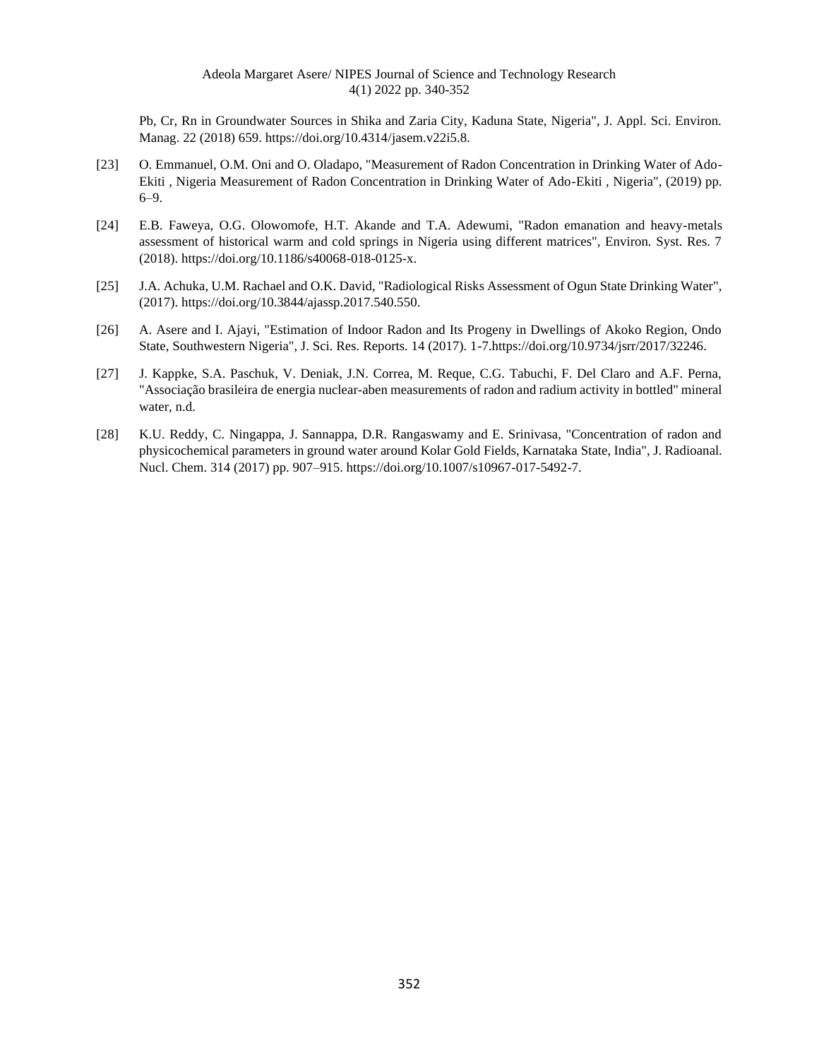Pb, Cr, Rn in Groundwater Sources in Shika and Zaria City, Kaduna State, Nigeria", J. Appl. Sci. Environ. Manag. 22 (2018) 659. https://doi.org/10.4314/jasem.v22i5.8.

[23] O. Emmanuel, O.M. Oni and O. Oladapo, "Measurement of Radon Concentration in Drinking Water of Ado-Ekiti , Nigeria Measurement of Radon Concentration in Drinking Water of Ado-Ekiti , Nigeria", (2019) pp. 6–9.

[24] E.B. Faweya, O.G. Olowomofe, H.T. Akande and T.A. Adewumi, "Radon emanation and heavy-metals assessment of historical warm and cold springs in Nigeria using different matrices", Environ. Syst. Res. 7 (2018). https://doi.org/10.1186/s40068-018-0125-x.

[25] J.A. Achuka, U.M. Rachael and O.K. David, "Radiological Risks Assessment of Ogun State Drinking Water", (2017). https://doi.org/10.3844/ajassp.2017.540.550.

[26] A. Asere and I. Ajayi, "Estimation of Indoor Radon and Its Progeny in Dwellings of Akoko Region, Ondo State, Southwestern Nigeria", J. Sci. Res. Reports. 14 (2017). 1-7.https://doi.org/10.9734/jsrr/2017/32246.

[27] J. Kappke, S.A. Paschuk, V. Deniak, J.N. Correa, M. Reque, C.G. Tabuchi, F. Del Claro and A.F. Perna, "Associação brasileira de energia nuclear-aben measurements of radon and radium activity in bottled" mineral water, n.d.

[28] K.U. Reddy, C. Ningappa, J. Sannappa, D.R. Rangaswamy and E. Srinivasa, "Concentration of radon and physicochemical parameters in ground water around Kolar Gold Fields, Karnataka State, India", J. Radioanal. Nucl. Chem. 314 (2017) pp. 907–915. https://doi.org/10.1007/s10967-017-5492-7.